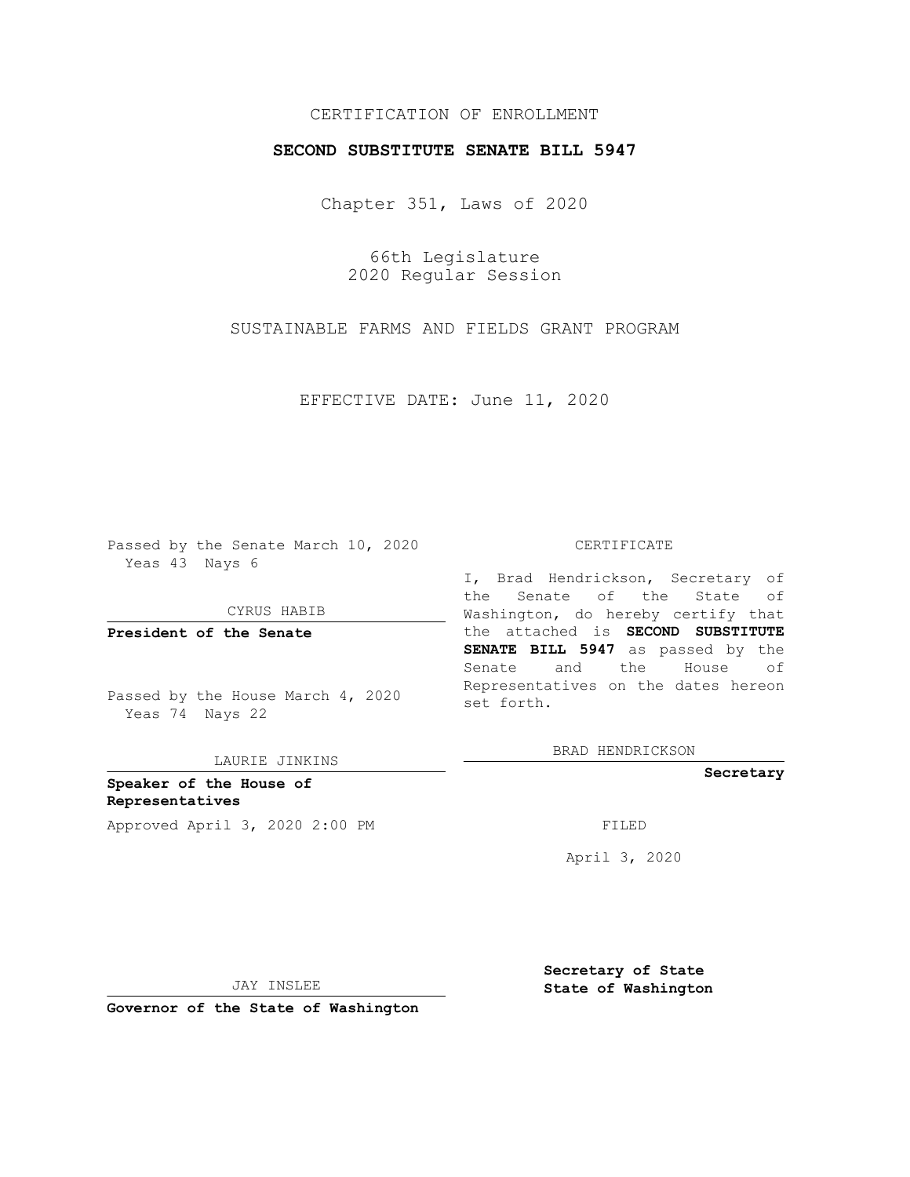CERTIFICATION OF ENROLLMENT

**SECOND SUBSTITUTE SENATE BILL 5947**

Chapter 351, Laws of 2020

66th Legislature
2020 Regular Session

SUSTAINABLE FARMS AND FIELDS GRANT PROGRAM

EFFECTIVE DATE: June 11, 2020

Passed by the Senate March 10, 2020
Yeas 43 Nays 6

CYRUS HABIB

**President of the Senate**

Passed by the House March 4, 2020
Yeas 74 Nays 22

LAURIE JINKINS

**Speaker of the House of Representatives**

CERTIFICATE

I, Brad Hendrickson, Secretary of the Senate of the State of Washington, do hereby certify that the attached is **SECOND SUBSTITUTE SENATE BILL 5947** as passed by the Senate and the House of Representatives on the dates hereon set forth.

BRAD HENDRICKSON

**Secretary**

Approved April 3, 2020 2:00 PM

FILED

April 3, 2020

JAY INSLEE

**Governor of the State of Washington**

**Secretary of State State of Washington**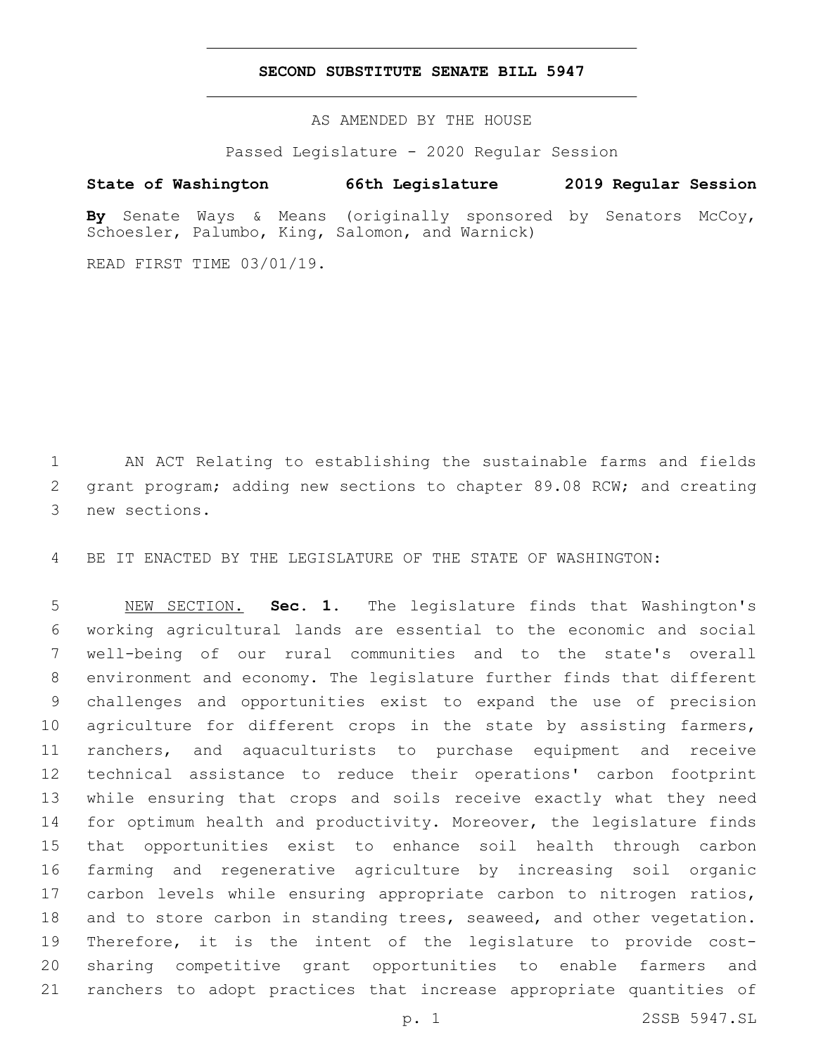**SECOND SUBSTITUTE SENATE BILL 5947**

AS AMENDED BY THE HOUSE

Passed Legislature - 2020 Regular Session

**State of Washington 66th Legislature 2019 Regular Session**

**By** Senate Ways & Means (originally sponsored by Senators McCoy, Schoesler, Palumbo, King, Salomon, and Warnick)

READ FIRST TIME 03/01/19.

1 AN ACT Relating to establishing the sustainable farms and fields
2 grant program; adding new sections to chapter 89.08 RCW; and creating
3 new sections.

4 BE IT ENACTED BY THE LEGISLATURE OF THE STATE OF WASHINGTON:

5 NEW SECTION. **Sec. 1.** The legislature finds that Washington's
6 working agricultural lands are essential to the economic and social
7 well-being of our rural communities and to the state's overall
8 environment and economy. The legislature further finds that different
9 challenges and opportunities exist to expand the use of precision
10 agriculture for different crops in the state by assisting farmers,
11 ranchers, and aquaculturists to purchase equipment and receive
12 technical assistance to reduce their operations' carbon footprint
13 while ensuring that crops and soils receive exactly what they need
14 for optimum health and productivity. Moreover, the legislature finds
15 that opportunities exist to enhance soil health through carbon
16 farming and regenerative agriculture by increasing soil organic
17 carbon levels while ensuring appropriate carbon to nitrogen ratios,
18 and to store carbon in standing trees, seaweed, and other vegetation.
19 Therefore, it is the intent of the legislature to provide cost-
20 sharing competitive grant opportunities to enable farmers and
21 ranchers to adopt practices that increase appropriate quantities of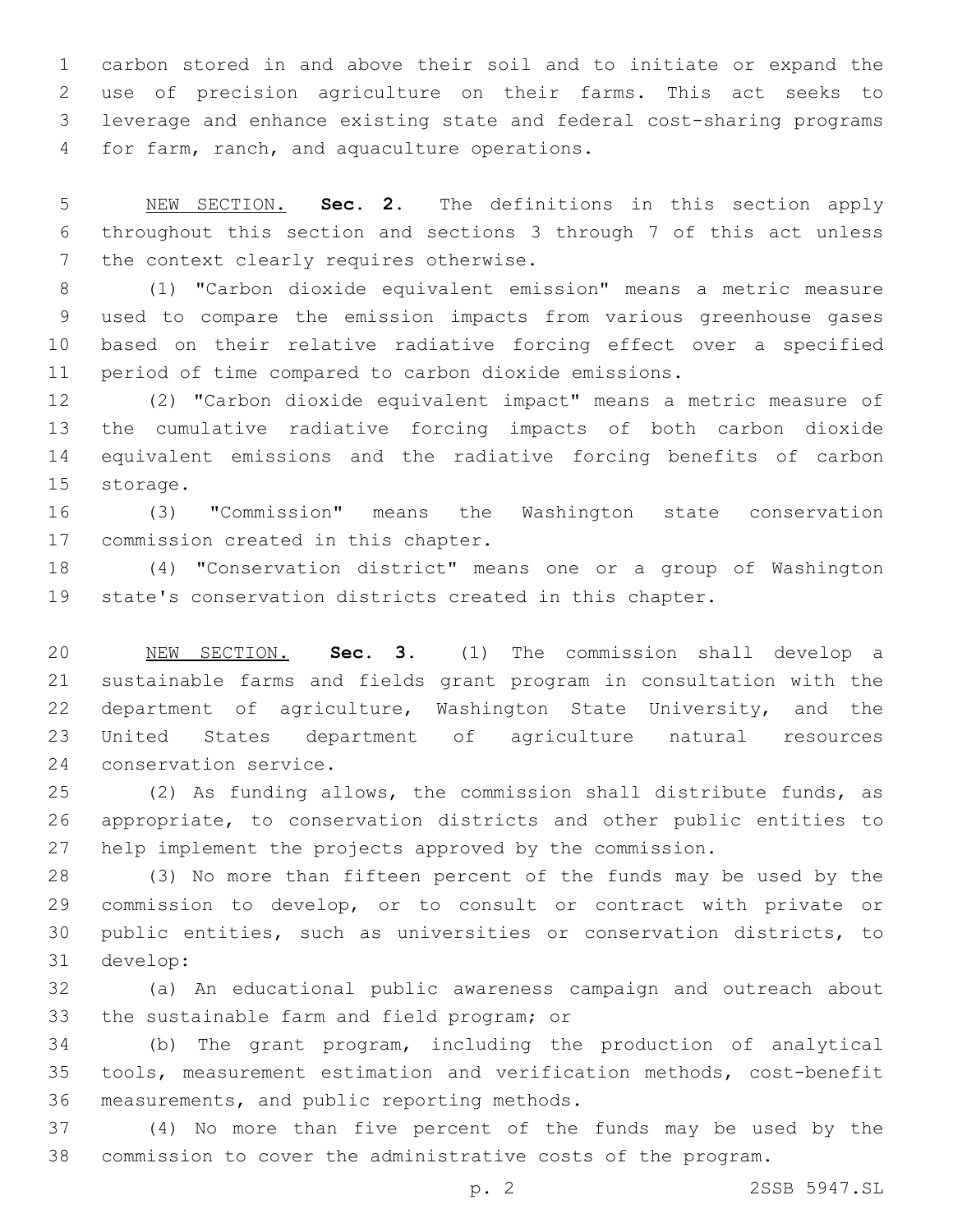carbon stored in and above their soil and to initiate or expand the use of precision agriculture on their farms. This act seeks to leverage and enhance existing state and federal cost-sharing programs for farm, ranch, and aquaculture operations.

NEW SECTION. **Sec. 2.** The definitions in this section apply throughout this section and sections 3 through 7 of this act unless the context clearly requires otherwise.

(1) "Carbon dioxide equivalent emission" means a metric measure used to compare the emission impacts from various greenhouse gases based on their relative radiative forcing effect over a specified period of time compared to carbon dioxide emissions.

(2) "Carbon dioxide equivalent impact" means a metric measure of the cumulative radiative forcing impacts of both carbon dioxide equivalent emissions and the radiative forcing benefits of carbon storage.

(3) "Commission" means the Washington state conservation commission created in this chapter.

(4) "Conservation district" means one or a group of Washington state's conservation districts created in this chapter.

NEW SECTION. **Sec. 3.** (1) The commission shall develop a sustainable farms and fields grant program in consultation with the department of agriculture, Washington State University, and the United States department of agriculture natural resources conservation service.

(2) As funding allows, the commission shall distribute funds, as appropriate, to conservation districts and other public entities to help implement the projects approved by the commission.

(3) No more than fifteen percent of the funds may be used by the commission to develop, or to consult or contract with private or public entities, such as universities or conservation districts, to develop:

(a) An educational public awareness campaign and outreach about the sustainable farm and field program; or

(b) The grant program, including the production of analytical tools, measurement estimation and verification methods, cost-benefit measurements, and public reporting methods.

(4) No more than five percent of the funds may be used by the commission to cover the administrative costs of the program.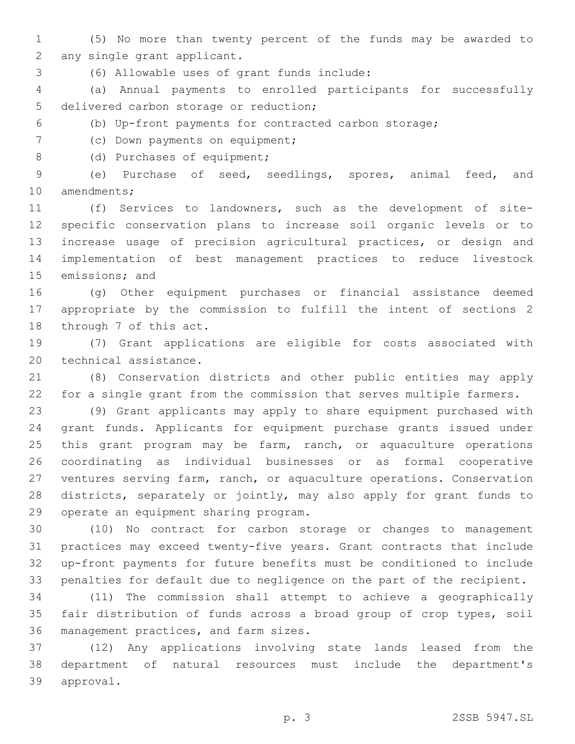(5) No more than twenty percent of the funds may be awarded to any single grant applicant.

(6) Allowable uses of grant funds include:

(a) Annual payments to enrolled participants for successfully delivered carbon storage or reduction;

(b) Up-front payments for contracted carbon storage;

(c) Down payments on equipment;

(d) Purchases of equipment;

(e) Purchase of seed, seedlings, spores, animal feed, and amendments;

(f) Services to landowners, such as the development of site-specific conservation plans to increase soil organic levels or to increase usage of precision agricultural practices, or design and implementation of best management practices to reduce livestock emissions; and

(g) Other equipment purchases or financial assistance deemed appropriate by the commission to fulfill the intent of sections 2 through 7 of this act.

(7) Grant applications are eligible for costs associated with technical assistance.

(8) Conservation districts and other public entities may apply for a single grant from the commission that serves multiple farmers.

(9) Grant applicants may apply to share equipment purchased with grant funds. Applicants for equipment purchase grants issued under this grant program may be farm, ranch, or aquaculture operations coordinating as individual businesses or as formal cooperative ventures serving farm, ranch, or aquaculture operations. Conservation districts, separately or jointly, may also apply for grant funds to operate an equipment sharing program.

(10) No contract for carbon storage or changes to management practices may exceed twenty-five years. Grant contracts that include up-front payments for future benefits must be conditioned to include penalties for default due to negligence on the part of the recipient.

(11) The commission shall attempt to achieve a geographically fair distribution of funds across a broad group of crop types, soil management practices, and farm sizes.

(12) Any applications involving state lands leased from the department of natural resources must include the department's approval.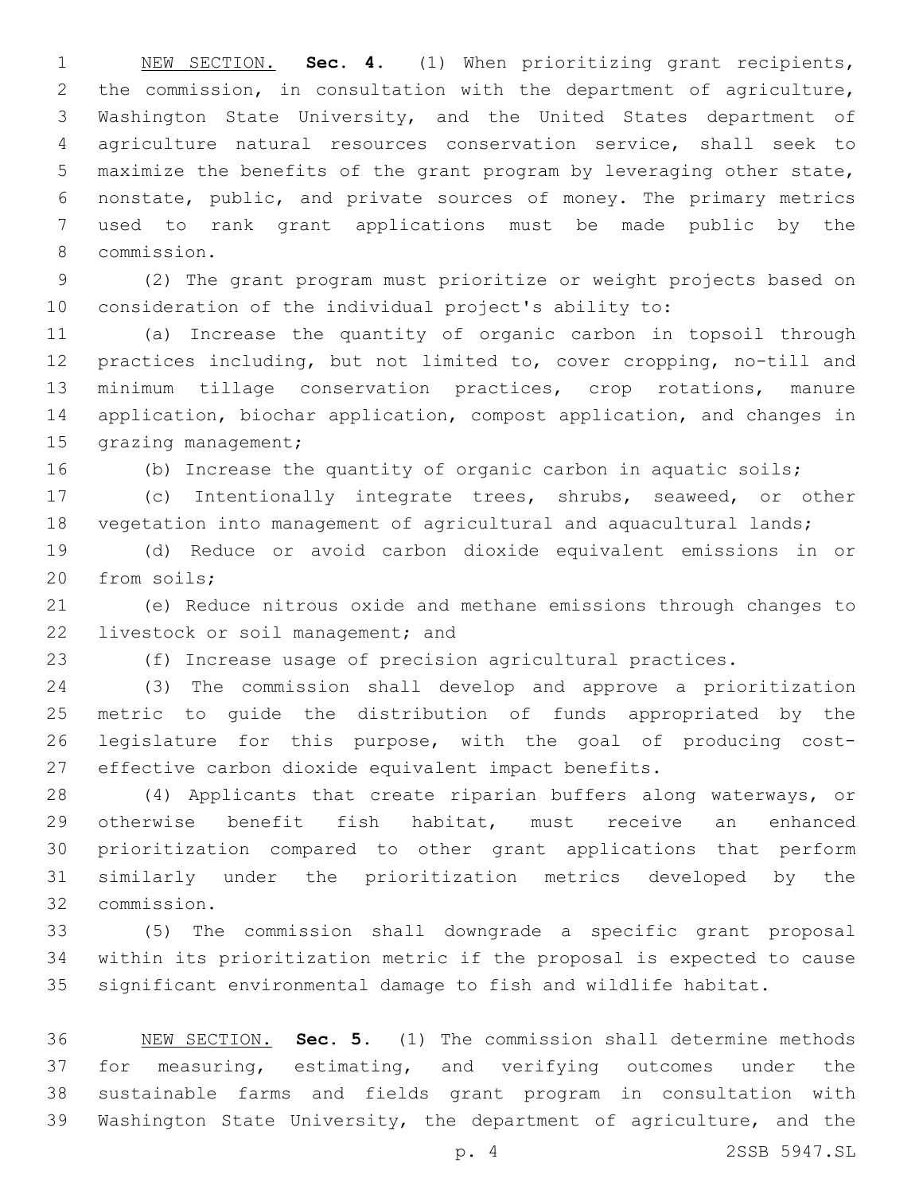NEW SECTION. **Sec. 4.** (1) When prioritizing grant recipients, the commission, in consultation with the department of agriculture, Washington State University, and the United States department of agriculture natural resources conservation service, shall seek to maximize the benefits of the grant program by leveraging other state, nonstate, public, and private sources of money. The primary metrics used to rank grant applications must be made public by the commission.

(2) The grant program must prioritize or weight projects based on consideration of the individual project's ability to:

(a) Increase the quantity of organic carbon in topsoil through practices including, but not limited to, cover cropping, no-till and minimum tillage conservation practices, crop rotations, manure application, biochar application, compost application, and changes in grazing management;

(b) Increase the quantity of organic carbon in aquatic soils;

(c) Intentionally integrate trees, shrubs, seaweed, or other vegetation into management of agricultural and aquacultural lands;

(d) Reduce or avoid carbon dioxide equivalent emissions in or from soils;

(e) Reduce nitrous oxide and methane emissions through changes to livestock or soil management; and

(f) Increase usage of precision agricultural practices.

(3) The commission shall develop and approve a prioritization metric to guide the distribution of funds appropriated by the legislature for this purpose, with the goal of producing cost-effective carbon dioxide equivalent impact benefits.

(4) Applicants that create riparian buffers along waterways, or otherwise benefit fish habitat, must receive an enhanced prioritization compared to other grant applications that perform similarly under the prioritization metrics developed by the commission.

(5) The commission shall downgrade a specific grant proposal within its prioritization metric if the proposal is expected to cause significant environmental damage to fish and wildlife habitat.

NEW SECTION. **Sec. 5.** (1) The commission shall determine methods for measuring, estimating, and verifying outcomes under the sustainable farms and fields grant program in consultation with Washington State University, the department of agriculture, and the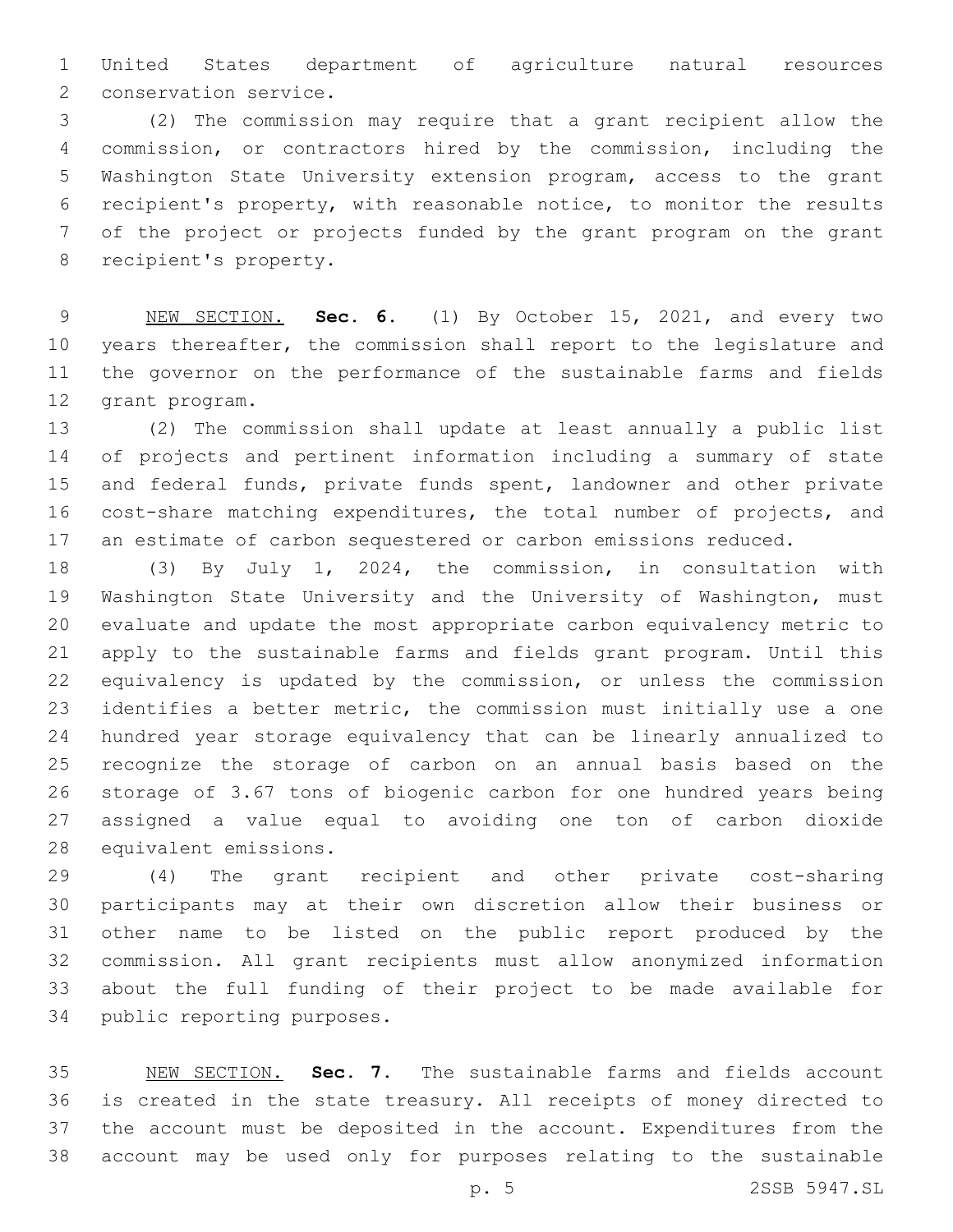United States department of agriculture natural resources conservation service.

(2) The commission may require that a grant recipient allow the commission, or contractors hired by the commission, including the Washington State University extension program, access to the grant recipient's property, with reasonable notice, to monitor the results of the project or projects funded by the grant program on the grant recipient's property.

NEW SECTION. **Sec. 6.** (1) By October 15, 2021, and every two years thereafter, the commission shall report to the legislature and the governor on the performance of the sustainable farms and fields grant program.

(2) The commission shall update at least annually a public list of projects and pertinent information including a summary of state and federal funds, private funds spent, landowner and other private cost-share matching expenditures, the total number of projects, and an estimate of carbon sequestered or carbon emissions reduced.

(3) By July 1, 2024, the commission, in consultation with Washington State University and the University of Washington, must evaluate and update the most appropriate carbon equivalency metric to apply to the sustainable farms and fields grant program. Until this equivalency is updated by the commission, or unless the commission identifies a better metric, the commission must initially use a one hundred year storage equivalency that can be linearly annualized to recognize the storage of carbon on an annual basis based on the storage of 3.67 tons of biogenic carbon for one hundred years being assigned a value equal to avoiding one ton of carbon dioxide equivalent emissions.

(4) The grant recipient and other private cost-sharing participants may at their own discretion allow their business or other name to be listed on the public report produced by the commission. All grant recipients must allow anonymized information about the full funding of their project to be made available for public reporting purposes.

NEW SECTION. **Sec. 7.** The sustainable farms and fields account is created in the state treasury. All receipts of money directed to the account must be deposited in the account. Expenditures from the account may be used only for purposes relating to the sustainable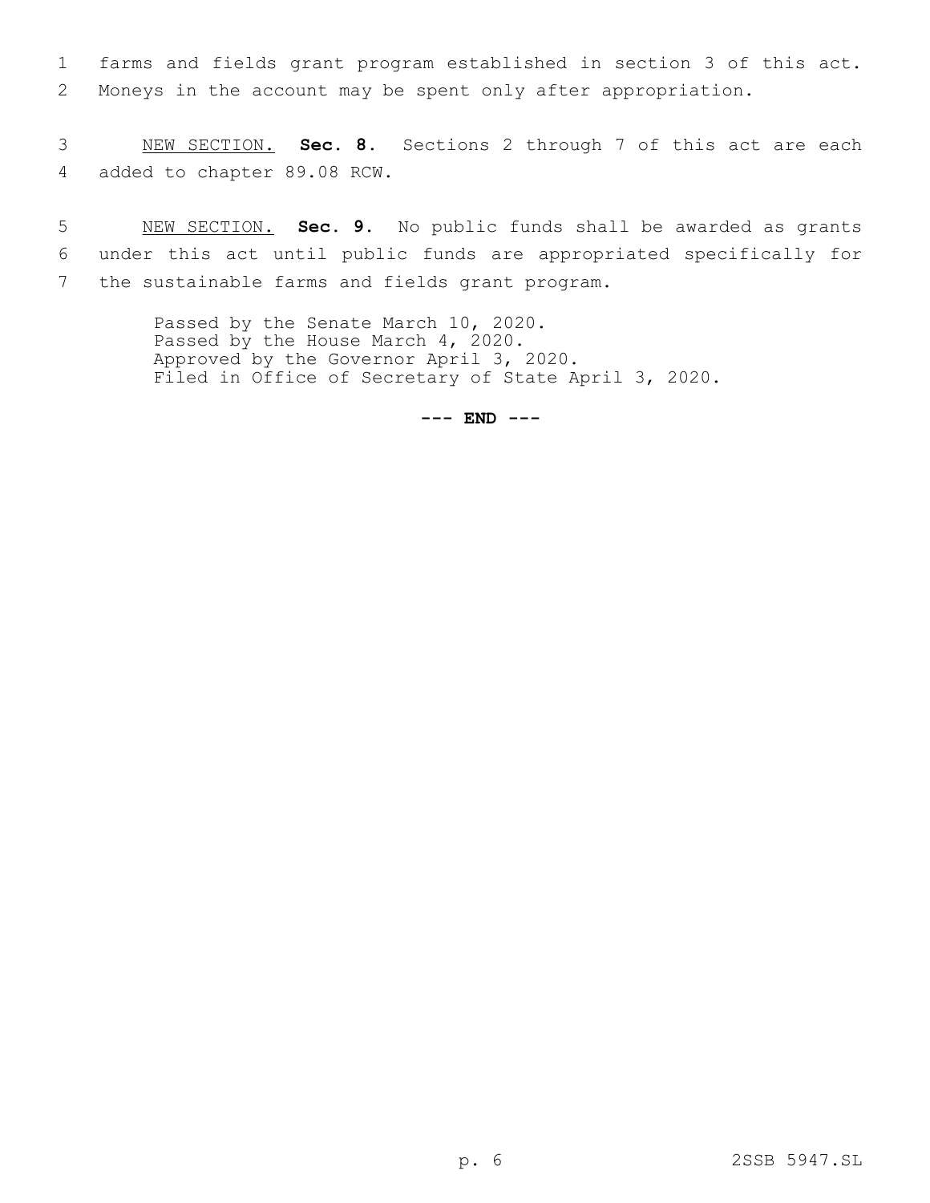farms and fields grant program established in section 3 of this act. Moneys in the account may be spent only after appropriation.

NEW SECTION. **Sec. 8.** Sections 2 through 7 of this act are each added to chapter 89.08 RCW.

NEW SECTION. **Sec. 9.** No public funds shall be awarded as grants under this act until public funds are appropriated specifically for the sustainable farms and fields grant program.

Passed by the Senate March 10, 2020.
Passed by the House March 4, 2020.
Approved by the Governor April 3, 2020.
Filed in Office of Secretary of State April 3, 2020.

**--- END ---**